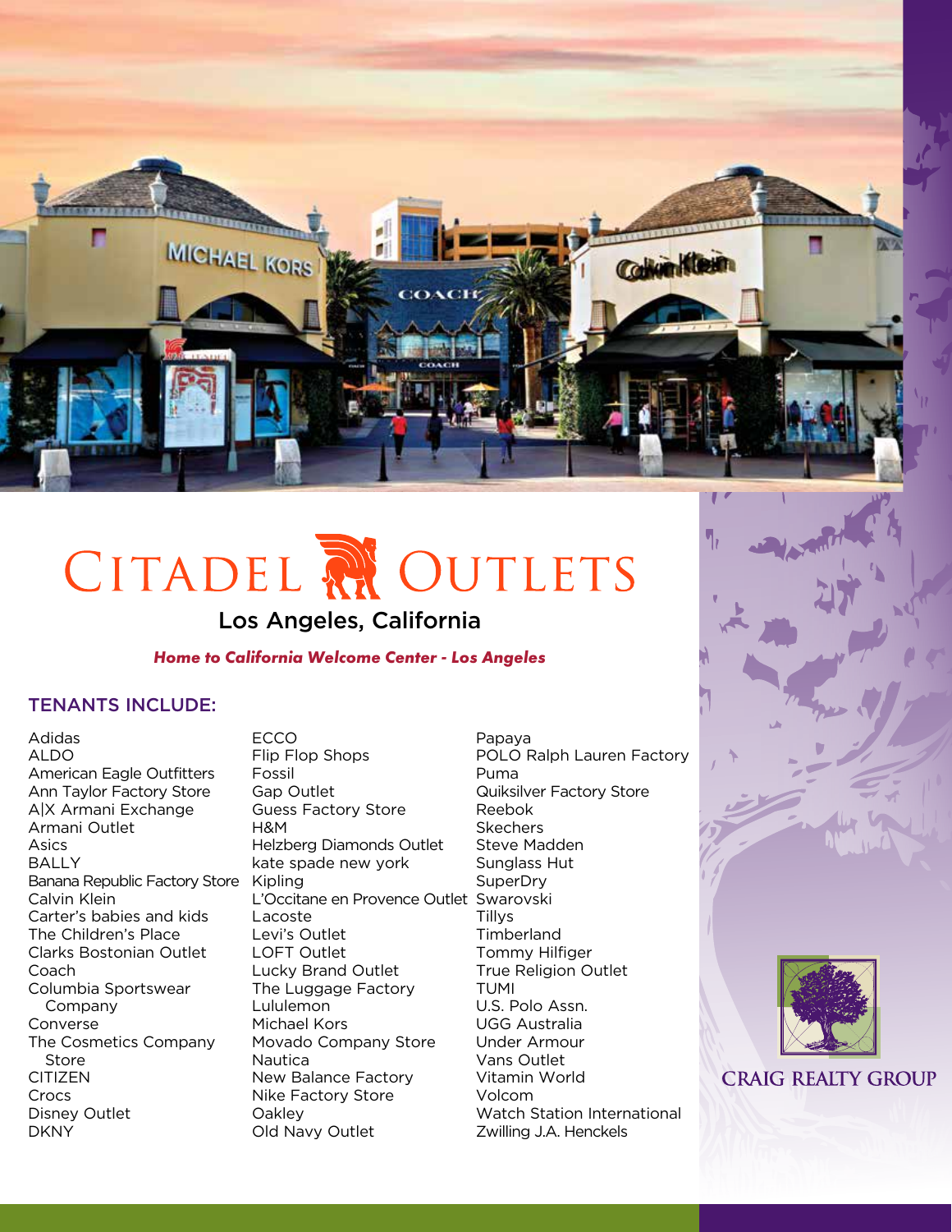# CITADEL OUTLETS

## Los Angeles, California

***Home to California Welcome Center - Los Angeles***

### TENANTS INCLUDE:

Adidas
ALDO
American Eagle Outfitters
Ann Taylor Factory Store
A|X Armani Exchange
Armani Outlet
Asics
BALLY
Banana Republic Factory Store
Calvin Klein
Carter's babies and kids
The Children's Place
Clarks Bostonian Outlet
Coach
Columbia Sportswear Company
Converse
The Cosmetics Company Store
CITIZEN
Crocs
Disney Outlet
DKNY
ECCO
Flip Flop Shops
Fossil
Gap Outlet
Guess Factory Store
H&M
Helzberg Diamonds Outlet
kate spade new york
Kipling
L'Occitane en Provence Outlet
Lacoste
Levi's Outlet
LOFT Outlet
Lucky Brand Outlet
The Luggage Factory
Lululemon
Michael Kors
Movado Company Store
Nautica
New Balance Factory
Nike Factory Store
Oakley
Old Navy Outlet
Papaya
POLO Ralph Lauren Factory
Puma
Quiksilver Factory Store
Reebok
Skechers
Steve Madden
Sunglass Hut
SuperDry
Swarovski
Tillys
Timberland
Tommy Hilfiger
True Religion Outlet
TUMI
U.S. Polo Assn.
UGG Australia
Under Armour
Vans Outlet
Vitamin World
Volcom
Watch Station International
Zwilling J.A. Henckels

CRAIG REALTY GROUP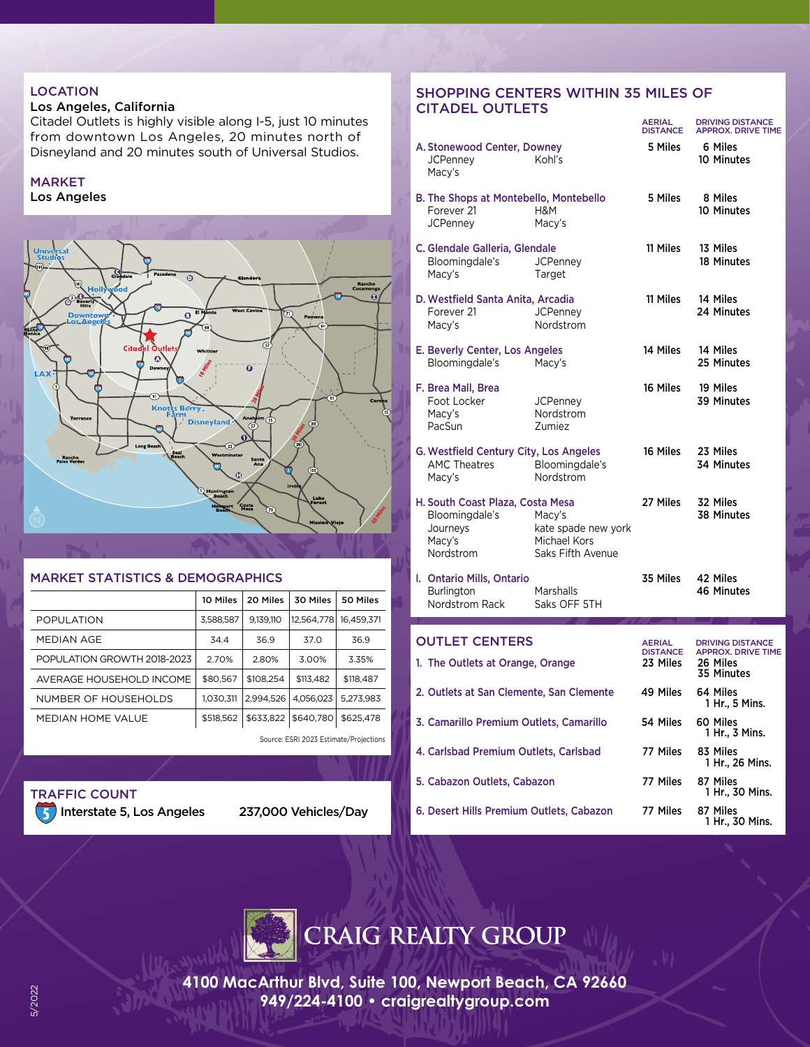## LOCATION

**Los Angeles, California**

Citadel Outlets is highly visible along I-5, just 10 minutes from downtown Los Angeles, 20 minutes north of Disneyland and 20 minutes south of Universal Studios.

## MARKET

**Los Angeles**

Universal Studios
Glendale
Pasadena
Glendora
Hollywood
Beverly Hills
Downtown Los Angeles
El Monte
West Covina
Rancho Cucamonga
Pomona
Santa Monica
Citadel Outlets
Whittier
Downey
LAX
10 Miles
20 Miles
30 Miles
50 Miles
Knotts Berry Farm
Disneyland
Anaheim
Torrance
Corona
Long Beach
Seal Beach
Westminster
Santa Ana
Rancho Palos Verdes
Huntington Beach
Irvine
Newport Beach
Costa Mesa
Lake Forest
Mission Viejo

## MARKET STATISTICS & DEMOGRAPHICS

| | 10 Miles | 20 Miles | 30 Miles | 50 Miles |
|---|---|---|---|---|
| POPULATION | 3,588,587 | 9,139,110 | 12,564,778 | 16,459,371 |
| MEDIAN AGE | 34.4 | 36.9 | 37.0 | 36.9 |
| POPULATION GROWTH 2018-2023 | 2.70% | 2.80% | 3.00% | 3.35% |
| AVERAGE HOUSEHOLD INCOME | $80,567 | $108,254 | $113,482 | $118,487 |
| NUMBER OF HOUSEHOLDS | 1,030,311 | 2,994,526 | 4,056,023 | 5,273,983 |
| MEDIAN HOME VALUE | $518,562 | $633,822 | $640,780 | $625,478 |

Source: ESRI 2023 Estimate/Projections

## TRAFFIC COUNT

**Interstate 5, Los Angeles** — **237,000 Vehicles/Day**

## SHOPPING CENTERS WITHIN 35 MILES OF CITADEL OUTLETS

| Shopping Center | Aerial Distance | Driving Distance / Approx. Drive Time |
|---|---|---|
| **A. Stonewood Center, Downey** — JCPenney, Kohl's, Macy's | 5 Miles | 6 Miles, 10 Minutes |
| **B. The Shops at Montebello, Montebello** — Forever 21, H&M, JCPenney, Macy's | 5 Miles | 8 Miles, 10 Minutes |
| **C. Glendale Galleria, Glendale** — Bloomingdale's, JCPenney, Macy's, Target | 11 Miles | 13 Miles, 18 Minutes |
| **D. Westfield Santa Anita, Arcadia** — Forever 21, JCPenney, Macy's, Nordstrom | 11 Miles | 14 Miles, 24 Minutes |
| **E. Beverly Center, Los Angeles** — Bloomingdale's, Macy's | 14 Miles | 14 Miles, 25 Minutes |
| **F. Brea Mall, Brea** — Foot Locker, JCPenney, Macy's, Nordstrom, PacSun, Zumiez | 16 Miles | 19 Miles, 39 Minutes |
| **G. Westfield Century City, Los Angeles** — AMC Theatres, Bloomingdale's, Macy's, Nordstrom | 16 Miles | 23 Miles, 34 Minutes |
| **H. South Coast Plaza, Costa Mesa** — Bloomingdale's, Macy's, Journeys, kate spade new york, Macy's, Michael Kors, Nordstrom, Saks Fifth Avenue | 27 Miles | 32 Miles, 38 Minutes |
| **I. Ontario Mills, Ontario** — Burlington, Marshalls, Nordstrom Rack, Saks OFF 5TH | 35 Miles | 42 Miles, 46 Minutes |

## OUTLET CENTERS

| Outlet Center | Aerial Distance | Driving Distance / Approx. Drive Time |
|---|---|---|
| 1. The Outlets at Orange, Orange | 23 Miles | 26 Miles, 35 Minutes |
| 2. Outlets at San Clemente, San Clemente | 49 Miles | 64 Miles, 1 Hr., 5 Mins. |
| 3. Camarillo Premium Outlets, Camarillo | 54 Miles | 60 Miles, 1 Hr., 3 Mins. |
| 4. Carlsbad Premium Outlets, Carlsbad | 77 Miles | 83 Miles, 1 Hr., 26 Mins. |
| 5. Cabazon Outlets, Cabazon | 77 Miles | 87 Miles, 1 Hr., 30 Mins. |
| 6. Desert Hills Premium Outlets, Cabazon | 77 Miles | 87 Miles, 1 Hr., 30 Mins. |

**CRAIG REALTY GROUP**

**4100 MacArthur Blvd, Suite 100, Newport Beach, CA 92660**
**949/224-4100 • craigrealtygroup.com**

5/2022